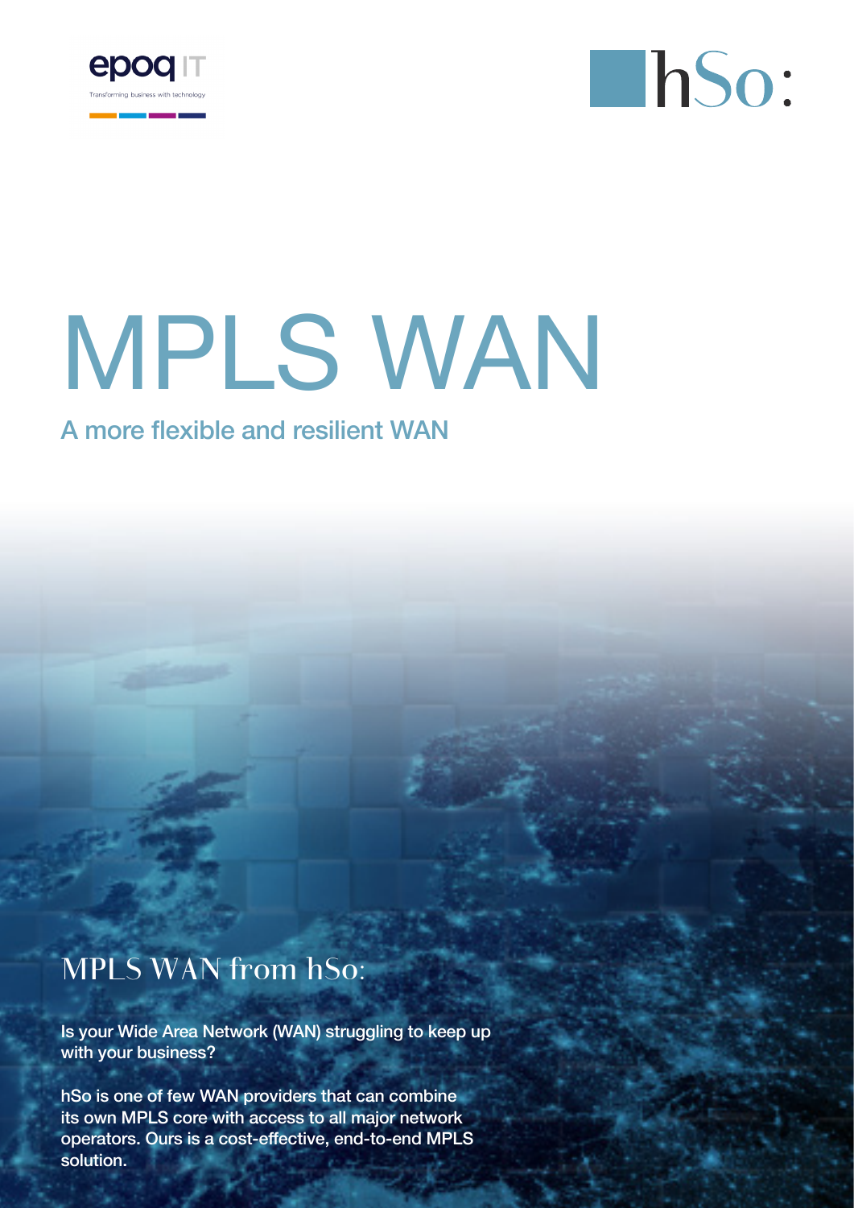epoq IT

Transforming business with technology

hSo:

# MPLS WAN

## A more flexible and resilient WAN

## MPLS WAN from hSo:

**Is your Wide Area Network (WAN) struggling to keep up with your business?**

**hSo is one of few WAN providers that can combine its own MPLS core with access to all major network operators. Ours is a cost-effective, end-to-end MPLS solution.**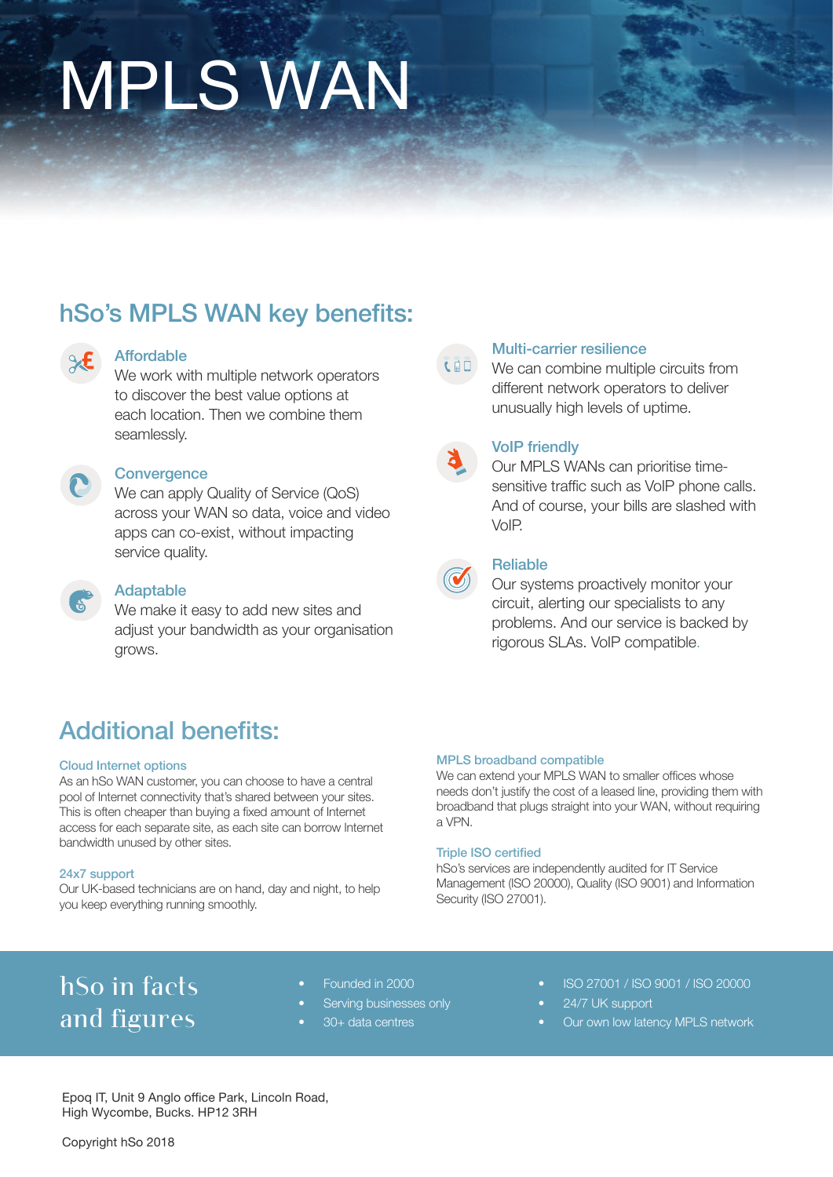# MPLS WAN

## hSo's MPLS WAN key benefits:

### Affordable

We work with multiple network operators to discover the best value options at each location. Then we combine them seamlessly.

### Convergence

We can apply Quality of Service (QoS) across your WAN so data, voice and video apps can co-exist, without impacting service quality.

### Adaptable

We make it easy to add new sites and adjust your bandwidth as your organisation grows.

### Multi-carrier resilience

We can combine multiple circuits from different network operators to deliver unusually high levels of uptime.

### VoIP friendly

Our MPLS WANs can prioritise time-sensitive traffic such as VoIP phone calls. And of course, your bills are slashed with VoIP.

### Reliable

Our systems proactively monitor your circuit, alerting our specialists to any problems. And our service is backed by rigorous SLAs. VoIP compatible.

## Additional benefits:

### Cloud Internet options

As an hSo WAN customer, you can choose to have a central pool of Internet connectivity that's shared between your sites. This is often cheaper than buying a fixed amount of Internet access for each separate site, as each site can borrow Internet bandwidth unused by other sites.

### 24x7 support

Our UK-based technicians are on hand, day and night, to help you keep everything running smoothly.

### MPLS broadband compatible

We can extend your MPLS WAN to smaller offices whose needs don't justify the cost of a leased line, providing them with broadband that plugs straight into your WAN, without requiring a VPN.

### Triple ISO certified

hSo's services are independently audited for IT Service Management (ISO 20000), Quality (ISO 9001) and Information Security (ISO 27001).

## hSo in facts and figures

- Founded in 2000
- Serving businesses only
- 30+ data centres
- ISO 27001 / ISO 9001 / ISO 20000
- 24/7 UK support
- Our own low latency MPLS network

Epoq IT, Unit 9 Anglo office Park, Lincoln Road,
High Wycombe, Bucks. HP12 3RH

Copyright hSo 2018